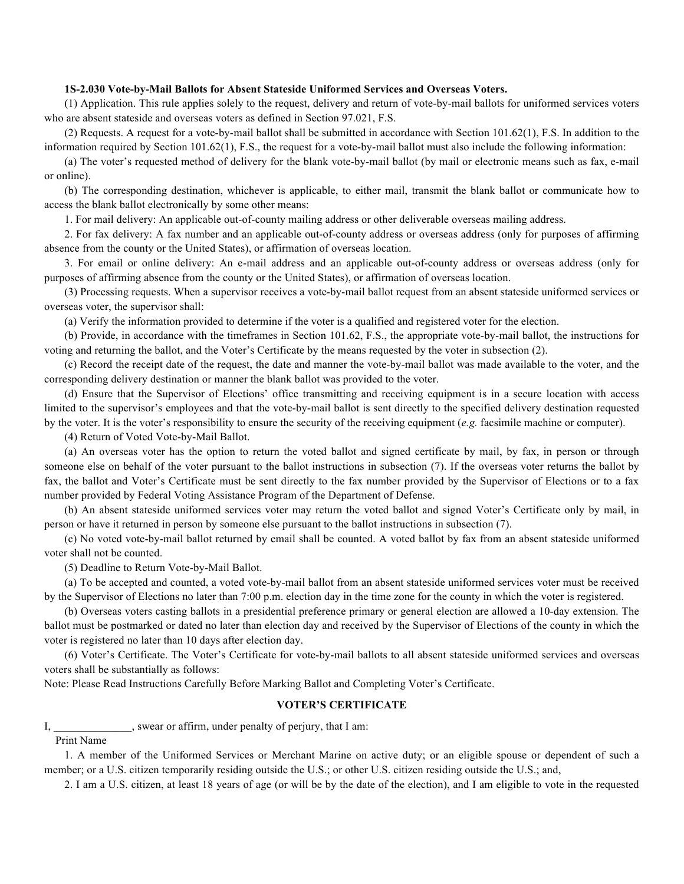**1S-2.030 Vote-by-Mail Ballots for Absent Stateside Uniformed Services and Overseas Voters.**

(1) Application. This rule applies solely to the request, delivery and return of vote-by-mail ballots for uniformed services voters who are absent stateside and overseas voters as defined in Section 97.021, F.S.

(2) Requests. A request for a vote-by-mail ballot shall be submitted in accordance with Section 101.62(1), F.S. In addition to the information required by Section 101.62(1), F.S., the request for a vote-by-mail ballot must also include the following information:

(a) The voter's requested method of delivery for the blank vote-by-mail ballot (by mail or electronic means such as fax, e-mail or online).

(b) The corresponding destination, whichever is applicable, to either mail, transmit the blank ballot or communicate how to access the blank ballot electronically by some other means:

1. For mail delivery: An applicable out-of-county mailing address or other deliverable overseas mailing address.

2. For fax delivery: A fax number and an applicable out-of-county address or overseas address (only for purposes of affirming absence from the county or the United States), or affirmation of overseas location.

3. For email or online delivery: An e-mail address and an applicable out-of-county address or overseas address (only for purposes of affirming absence from the county or the United States), or affirmation of overseas location.

(3) Processing requests. When a supervisor receives a vote-by-mail ballot request from an absent stateside uniformed services or overseas voter, the supervisor shall:

(a) Verify the information provided to determine if the voter is a qualified and registered voter for the election.

(b) Provide, in accordance with the timeframes in Section 101.62, F.S., the appropriate vote-by-mail ballot, the instructions for voting and returning the ballot, and the Voter's Certificate by the means requested by the voter in subsection (2).

(c) Record the receipt date of the request, the date and manner the vote-by-mail ballot was made available to the voter, and the corresponding delivery destination or manner the blank ballot was provided to the voter.

(d) Ensure that the Supervisor of Elections' office transmitting and receiving equipment is in a secure location with access limited to the supervisor's employees and that the vote-by-mail ballot is sent directly to the specified delivery destination requested by the voter. It is the voter's responsibility to ensure the security of the receiving equipment (*e.g.* facsimile machine or computer).

(4) Return of Voted Vote-by-Mail Ballot.

(a) An overseas voter has the option to return the voted ballot and signed certificate by mail, by fax, in person or through someone else on behalf of the voter pursuant to the ballot instructions in subsection (7). If the overseas voter returns the ballot by fax, the ballot and Voter's Certificate must be sent directly to the fax number provided by the Supervisor of Elections or to a fax number provided by Federal Voting Assistance Program of the Department of Defense.

(b) An absent stateside uniformed services voter may return the voted ballot and signed Voter's Certificate only by mail, in person or have it returned in person by someone else pursuant to the ballot instructions in subsection (7).

(c) No voted vote-by-mail ballot returned by email shall be counted. A voted ballot by fax from an absent stateside uniformed voter shall not be counted.

(5) Deadline to Return Vote-by-Mail Ballot.

(a) To be accepted and counted, a voted vote-by-mail ballot from an absent stateside uniformed services voter must be received by the Supervisor of Elections no later than 7:00 p.m. election day in the time zone for the county in which the voter is registered.

(b) Overseas voters casting ballots in a presidential preference primary or general election are allowed a 10-day extension. The ballot must be postmarked or dated no later than election day and received by the Supervisor of Elections of the county in which the voter is registered no later than 10 days after election day.

(6) Voter's Certificate. The Voter's Certificate for vote-by-mail ballots to all absent stateside uniformed services and overseas voters shall be substantially as follows:

Note: Please Read Instructions Carefully Before Marking Ballot and Completing Voter's Certificate.

**VOTER'S CERTIFICATE**

I, ______________, swear or affirm, under penalty of perjury, that I am:

Print Name

1. A member of the Uniformed Services or Merchant Marine on active duty; or an eligible spouse or dependent of such a member; or a U.S. citizen temporarily residing outside the U.S.; or other U.S. citizen residing outside the U.S.; and,

2. I am a U.S. citizen, at least 18 years of age (or will be by the date of the election), and I am eligible to vote in the requested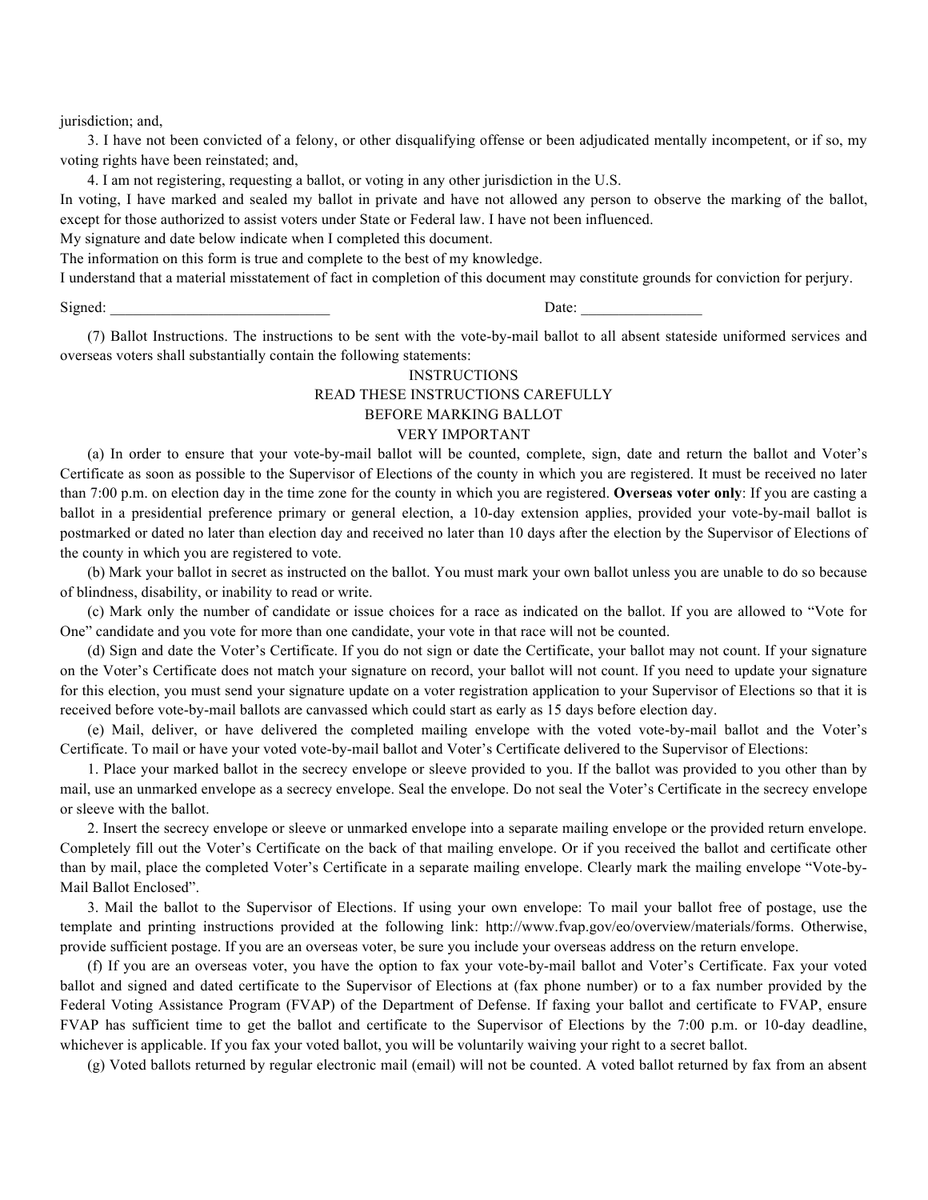jurisdiction; and,

3. I have not been convicted of a felony, or other disqualifying offense or been adjudicated mentally incompetent, or if so, my voting rights have been reinstated; and,

4. I am not registering, requesting a ballot, or voting in any other jurisdiction in the U.S.

In voting, I have marked and sealed my ballot in private and have not allowed any person to observe the marking of the ballot, except for those authorized to assist voters under State or Federal law. I have not been influenced.

My signature and date below indicate when I completed this document.

The information on this form is true and complete to the best of my knowledge.

I understand that a material misstatement of fact in completion of this document may constitute grounds for conviction for perjury.

Signed: _____________________________ Date: ________________

(7) Ballot Instructions. The instructions to be sent with the vote-by-mail ballot to all absent stateside uniformed services and overseas voters shall substantially contain the following statements:

INSTRUCTIONS
READ THESE INSTRUCTIONS CAREFULLY
BEFORE MARKING BALLOT
VERY IMPORTANT

(a) In order to ensure that your vote-by-mail ballot will be counted, complete, sign, date and return the ballot and Voter's Certificate as soon as possible to the Supervisor of Elections of the county in which you are registered. It must be received no later than 7:00 p.m. on election day in the time zone for the county in which you are registered. **Overseas voter only**: If you are casting a ballot in a presidential preference primary or general election, a 10-day extension applies, provided your vote-by-mail ballot is postmarked or dated no later than election day and received no later than 10 days after the election by the Supervisor of Elections of the county in which you are registered to vote.

(b) Mark your ballot in secret as instructed on the ballot. You must mark your own ballot unless you are unable to do so because of blindness, disability, or inability to read or write.

(c) Mark only the number of candidate or issue choices for a race as indicated on the ballot. If you are allowed to "Vote for One" candidate and you vote for more than one candidate, your vote in that race will not be counted.

(d) Sign and date the Voter's Certificate. If you do not sign or date the Certificate, your ballot may not count. If your signature on the Voter's Certificate does not match your signature on record, your ballot will not count. If you need to update your signature for this election, you must send your signature update on a voter registration application to your Supervisor of Elections so that it is received before vote-by-mail ballots are canvassed which could start as early as 15 days before election day.

(e) Mail, deliver, or have delivered the completed mailing envelope with the voted vote-by-mail ballot and the Voter's Certificate. To mail or have your voted vote-by-mail ballot and Voter's Certificate delivered to the Supervisor of Elections:

1. Place your marked ballot in the secrecy envelope or sleeve provided to you. If the ballot was provided to you other than by mail, use an unmarked envelope as a secrecy envelope. Seal the envelope. Do not seal the Voter's Certificate in the secrecy envelope or sleeve with the ballot.

2. Insert the secrecy envelope or sleeve or unmarked envelope into a separate mailing envelope or the provided return envelope. Completely fill out the Voter's Certificate on the back of that mailing envelope. Or if you received the ballot and certificate other than by mail, place the completed Voter's Certificate in a separate mailing envelope. Clearly mark the mailing envelope "Vote-by-Mail Ballot Enclosed".

3. Mail the ballot to the Supervisor of Elections. If using your own envelope: To mail your ballot free of postage, use the template and printing instructions provided at the following link: http://www.fvap.gov/eo/overview/materials/forms. Otherwise, provide sufficient postage. If you are an overseas voter, be sure you include your overseas address on the return envelope.

(f) If you are an overseas voter, you have the option to fax your vote-by-mail ballot and Voter's Certificate. Fax your voted ballot and signed and dated certificate to the Supervisor of Elections at (fax phone number) or to a fax number provided by the Federal Voting Assistance Program (FVAP) of the Department of Defense. If faxing your ballot and certificate to FVAP, ensure FVAP has sufficient time to get the ballot and certificate to the Supervisor of Elections by the 7:00 p.m. or 10-day deadline, whichever is applicable. If you fax your voted ballot, you will be voluntarily waiving your right to a secret ballot.

(g) Voted ballots returned by regular electronic mail (email) will not be counted. A voted ballot returned by fax from an absent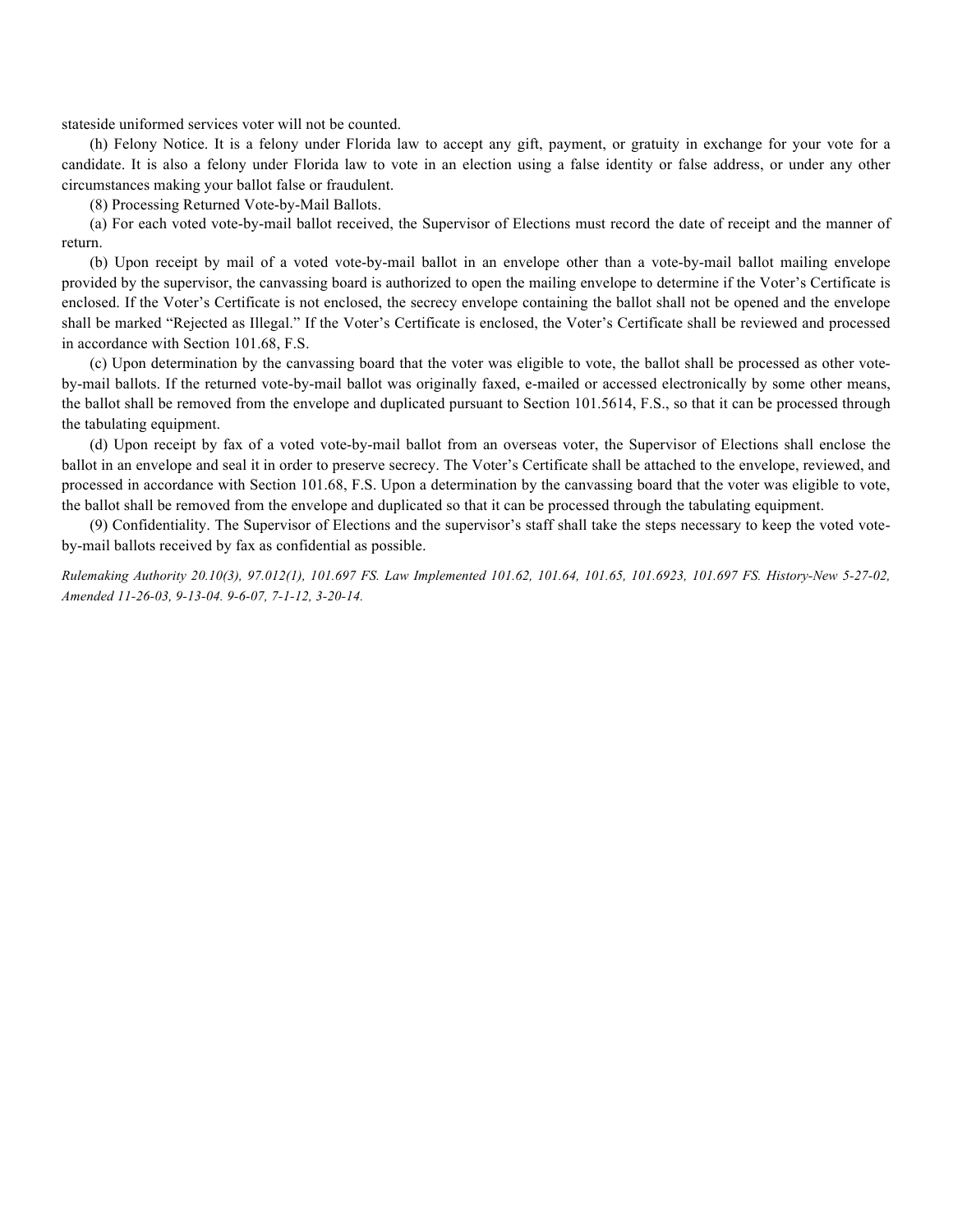stateside uniformed services voter will not be counted.

(h) Felony Notice. It is a felony under Florida law to accept any gift, payment, or gratuity in exchange for your vote for a candidate. It is also a felony under Florida law to vote in an election using a false identity or false address, or under any other circumstances making your ballot false or fraudulent.

(8) Processing Returned Vote-by-Mail Ballots.

(a) For each voted vote-by-mail ballot received, the Supervisor of Elections must record the date of receipt and the manner of return.

(b) Upon receipt by mail of a voted vote-by-mail ballot in an envelope other than a vote-by-mail ballot mailing envelope provided by the supervisor, the canvassing board is authorized to open the mailing envelope to determine if the Voter's Certificate is enclosed. If the Voter's Certificate is not enclosed, the secrecy envelope containing the ballot shall not be opened and the envelope shall be marked "Rejected as Illegal." If the Voter's Certificate is enclosed, the Voter's Certificate shall be reviewed and processed in accordance with Section 101.68, F.S.

(c) Upon determination by the canvassing board that the voter was eligible to vote, the ballot shall be processed as other vote-by-mail ballots. If the returned vote-by-mail ballot was originally faxed, e-mailed or accessed electronically by some other means, the ballot shall be removed from the envelope and duplicated pursuant to Section 101.5614, F.S., so that it can be processed through the tabulating equipment.

(d) Upon receipt by fax of a voted vote-by-mail ballot from an overseas voter, the Supervisor of Elections shall enclose the ballot in an envelope and seal it in order to preserve secrecy. The Voter's Certificate shall be attached to the envelope, reviewed, and processed in accordance with Section 101.68, F.S. Upon a determination by the canvassing board that the voter was eligible to vote, the ballot shall be removed from the envelope and duplicated so that it can be processed through the tabulating equipment.

(9) Confidentiality. The Supervisor of Elections and the supervisor's staff shall take the steps necessary to keep the voted vote-by-mail ballots received by fax as confidential as possible.

*Rulemaking Authority 20.10(3), 97.012(1), 101.697 FS. Law Implemented 101.62, 101.64, 101.65, 101.6923, 101.697 FS. History-New 5-27-02, Amended 11-26-03, 9-13-04. 9-6-07, 7-1-12, 3-20-14.*